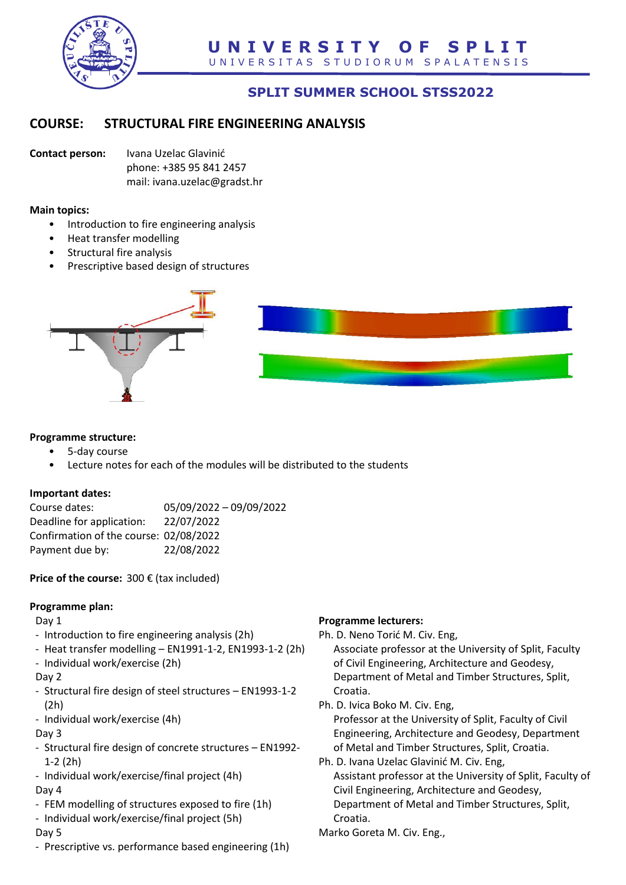# UNIVERSITY OF SPLIT

UNIVERSITAS STUDIORUM SPALATENSIS

## SPLIT SUMMER SCHOOL STSS2022

## COURSE: STRUCTURAL FIRE ENGINEERING ANALYSIS

**Contact person:** Ivana Uzelac Glavinić
phone: +385 95 841 2457
mail: ivana.uzelac@gradst.hr

**Main topics:**

- Introduction to fire engineering analysis
- Heat transfer modelling
- Structural fire analysis
- Prescriptive based design of structures

**Programme structure:**

- 5-day course
- Lecture notes for each of the modules will be distributed to the students

**Important dates:**

Course dates: 05/09/2022 – 09/09/2022
Deadline for application: 22/07/2022
Confirmation of the course: 02/08/2022
Payment due by: 22/08/2022

**Price of the course:** 300 € (tax included)

**Programme plan:**

Day 1
- Introduction to fire engineering analysis (2h)
- Heat transfer modelling – EN1991-1-2, EN1993-1-2 (2h)
- Individual work/exercise (2h)

Day 2
- Structural fire design of steel structures – EN1993-1-2 (2h)
- Individual work/exercise (4h)

Day 3
- Structural fire design of concrete structures – EN1992-1-2 (2h)
- Individual work/exercise/final project (4h)

Day 4
- FEM modelling of structures exposed to fire (1h)
- Individual work/exercise/final project (5h)

Day 5
- Prescriptive vs. performance based engineering (1h)

**Programme lecturers:**

Ph. D. Neno Torić M. Civ. Eng,
Associate professor at the University of Split, Faculty of Civil Engineering, Architecture and Geodesy, Department of Metal and Timber Structures, Split, Croatia.

Ph. D. Ivica Boko M. Civ. Eng,
Professor at the University of Split, Faculty of Civil Engineering, Architecture and Geodesy, Department of Metal and Timber Structures, Split, Croatia.

Ph. D. Ivana Uzelac Glavinić M. Civ. Eng,
Assistant professor at the University of Split, Faculty of Civil Engineering, Architecture and Geodesy, Department of Metal and Timber Structures, Split, Croatia.

Marko Goreta M. Civ. Eng.,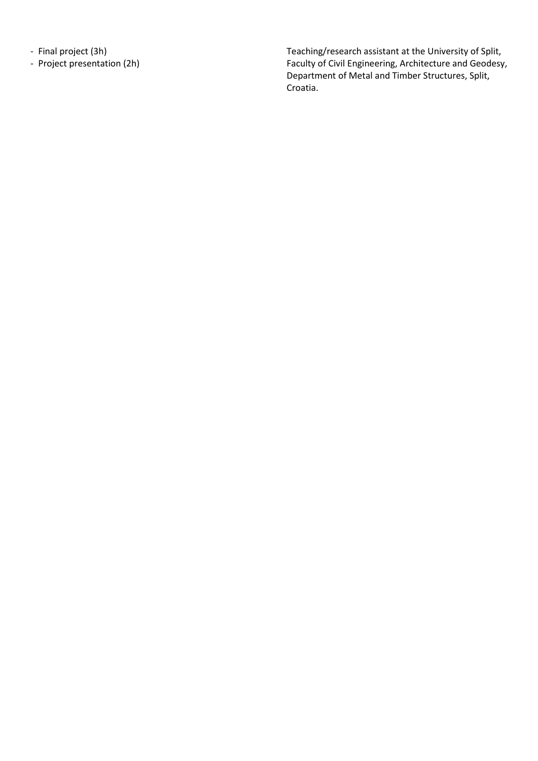- Final project (3h)
- Project presentation (2h)

Teaching/research assistant at the University of Split, Faculty of Civil Engineering, Architecture and Geodesy, Department of Metal and Timber Structures, Split, Croatia.